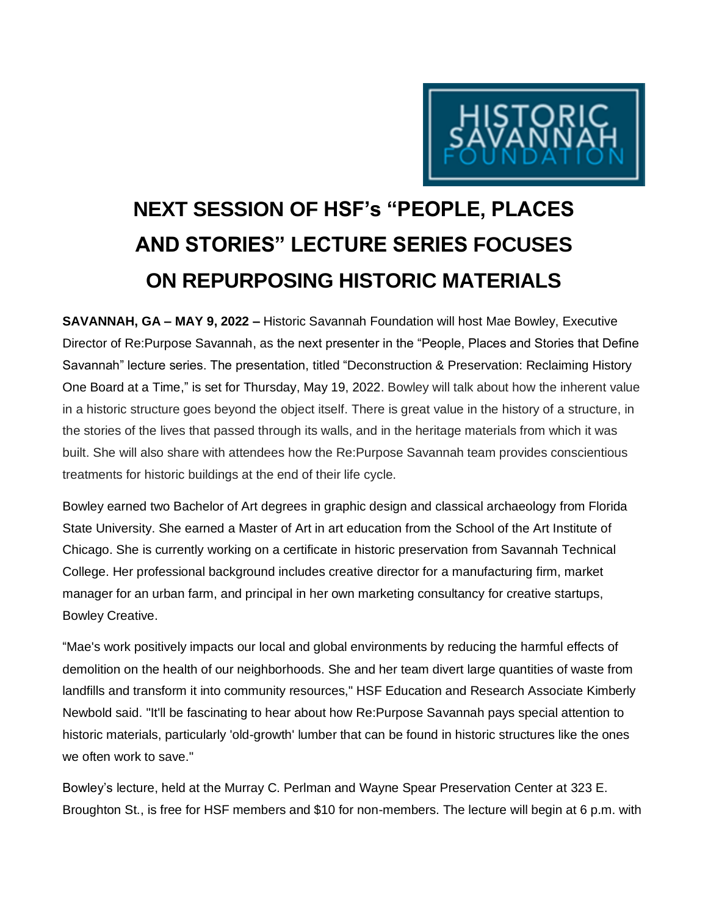HISTORIC SAVANNAH FOUNDATION

# NEXT SESSION OF HSF's "PEOPLE, PLACES AND STORIES" LECTURE SERIES FOCUSES ON REPURPOSING HISTORIC MATERIALS

**SAVANNAH, GA – MAY 9, 2022 –** Historic Savannah Foundation will host Mae Bowley, Executive Director of Re:Purpose Savannah, as the next presenter in the "People, Places and Stories that Define Savannah" lecture series. The presentation, titled "Deconstruction & Preservation: Reclaiming History One Board at a Time," is set for Thursday, May 19, 2022. Bowley will talk about how the inherent value in a historic structure goes beyond the object itself. There is great value in the history of a structure, in the stories of the lives that passed through its walls, and in the heritage materials from which it was built. She will also share with attendees how the Re:Purpose Savannah team provides conscientious treatments for historic buildings at the end of their life cycle.

Bowley earned two Bachelor of Art degrees in graphic design and classical archaeology from Florida State University. She earned a Master of Art in art education from the School of the Art Institute of Chicago. She is currently working on a certificate in historic preservation from Savannah Technical College. Her professional background includes creative director for a manufacturing firm, market manager for an urban farm, and principal in her own marketing consultancy for creative startups, Bowley Creative.

"Mae's work positively impacts our local and global environments by reducing the harmful effects of demolition on the health of our neighborhoods. She and her team divert large quantities of waste from landfills and transform it into community resources," HSF Education and Research Associate Kimberly Newbold said. "It'll be fascinating to hear about how Re:Purpose Savannah pays special attention to historic materials, particularly 'old-growth' lumber that can be found in historic structures like the ones we often work to save."

Bowley's lecture, held at the Murray C. Perlman and Wayne Spear Preservation Center at 323 E. Broughton St., is free for HSF members and $10 for non-members. The lecture will begin at 6 p.m. with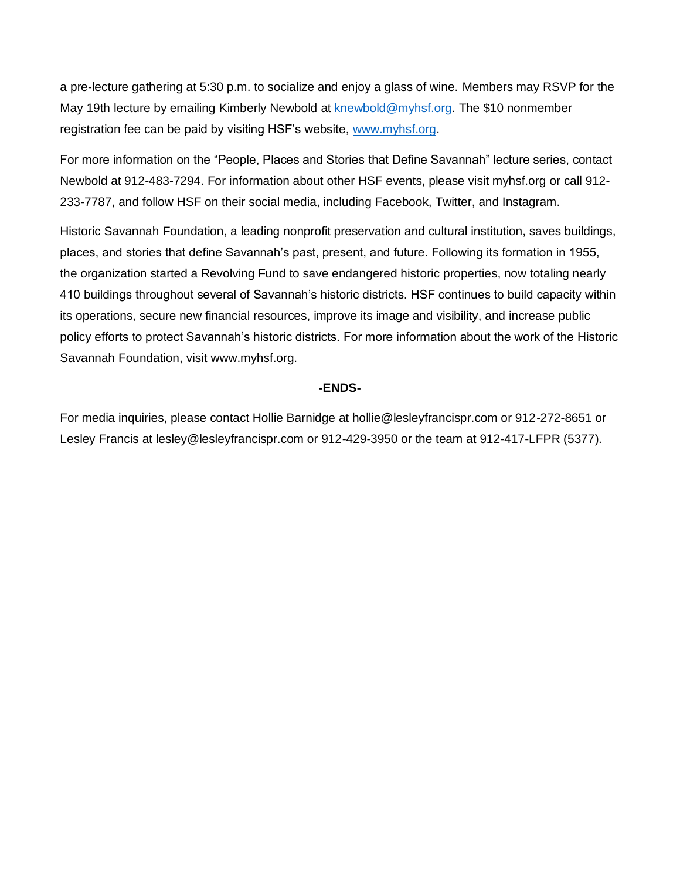a pre-lecture gathering at 5:30 p.m. to socialize and enjoy a glass of wine. Members may RSVP for the May 19th lecture by emailing Kimberly Newbold at [knewbold@myhsf.org](mailto:knewbold@myhsf.org). The $10 nonmember registration fee can be paid by visiting HSF's website, [www.myhsf.org](http://www.myhsf.org).

For more information on the "People, Places and Stories that Define Savannah" lecture series, contact Newbold at 912-483-7294. For information about other HSF events, please visit myhsf.org or call 912-233-7787, and follow HSF on their social media, including Facebook, Twitter, and Instagram.

Historic Savannah Foundation, a leading nonprofit preservation and cultural institution, saves buildings, places, and stories that define Savannah's past, present, and future. Following its formation in 1955, the organization started a Revolving Fund to save endangered historic properties, now totaling nearly 410 buildings throughout several of Savannah's historic districts. HSF continues to build capacity within its operations, secure new financial resources, improve its image and visibility, and increase public policy efforts to protect Savannah's historic districts. For more information about the work of the Historic Savannah Foundation, visit www.myhsf.org.

**-ENDS-**

For media inquiries, please contact Hollie Barnidge at hollie@lesleyfrancispr.com or 912-272-8651 or Lesley Francis at lesley@lesleyfrancispr.com or 912-429-3950 or the team at 912-417-LFPR (5377).